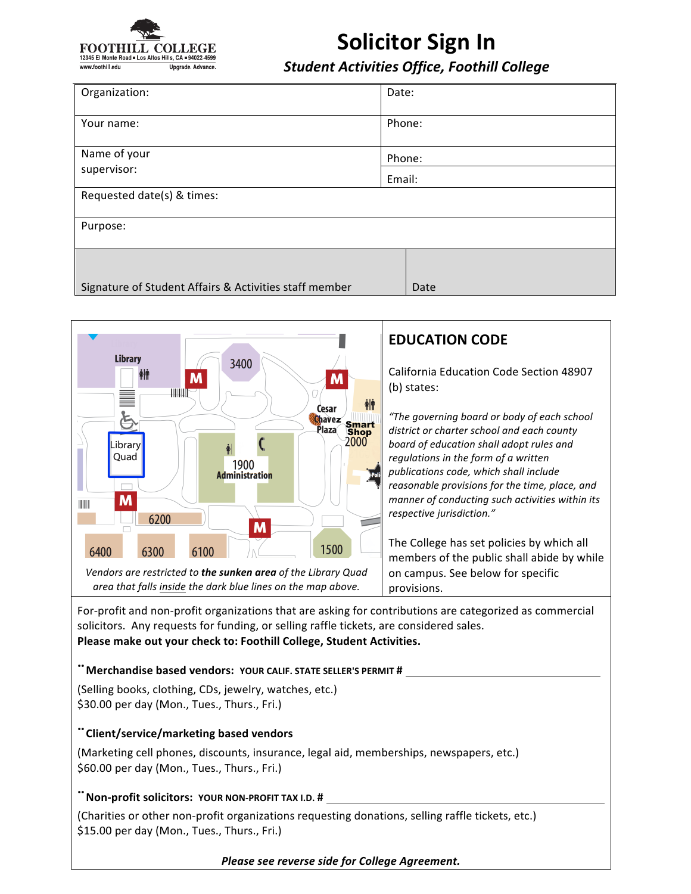FOOTHILL COLLEGE
12345 El Monte Road ▪ Los Altos Hills, CA ▪ 94022-4599
www.foothill.edu Upgrade. Advance.

# Solicitor Sign In

### *Student Activities Office, Foothill College*

| Organization: | Date: |
|---|---|
| Your name: | Phone: |
| Name of your supervisor: | Phone: |
| | Email: |
| Requested date(s) & times: | |
| Purpose: | |
| Signature of Student Affairs & Activities staff member | Date |

*Vendors are restricted to **the sunken area** of the Library Quad area that falls inside the dark blue lines on the map above.*

## EDUCATION CODE

California Education Code Section 48907 (b) states:

*"The governing board or body of each school district or charter school and each county board of education shall adopt rules and regulations in the form of a written publications code, which shall include reasonable provisions for the time, place, and manner of conducting such activities within its respective jurisdiction."*

The College has set policies by which all members of the public shall abide by while on campus. See below for specific provisions.

For-profit and non-profit organizations that are asking for contributions are categorized as commercial solicitors. Any requests for funding, or selling raffle tickets, are considered sales.
**Please make out your check to: Foothill College, Student Activities.**

**Merchandise based vendors:** **YOUR CALIF. STATE SELLER'S PERMIT #** ____________________

(Selling books, clothing, CDs, jewelry, watches, etc.)
$30.00 per day (Mon., Tues., Thurs., Fri.)

**Client/service/marketing based vendors**

(Marketing cell phones, discounts, insurance, legal aid, memberships, newspapers, etc.)
$60.00 per day (Mon., Tues., Thurs., Fri.)

**Non-profit solicitors:** **YOUR NON-PROFIT TAX I.D. #** ____________________

(Charities or other non-profit organizations requesting donations, selling raffle tickets, etc.)
$15.00 per day (Mon., Tues., Thurs., Fri.)

***Please see reverse side for College Agreement.***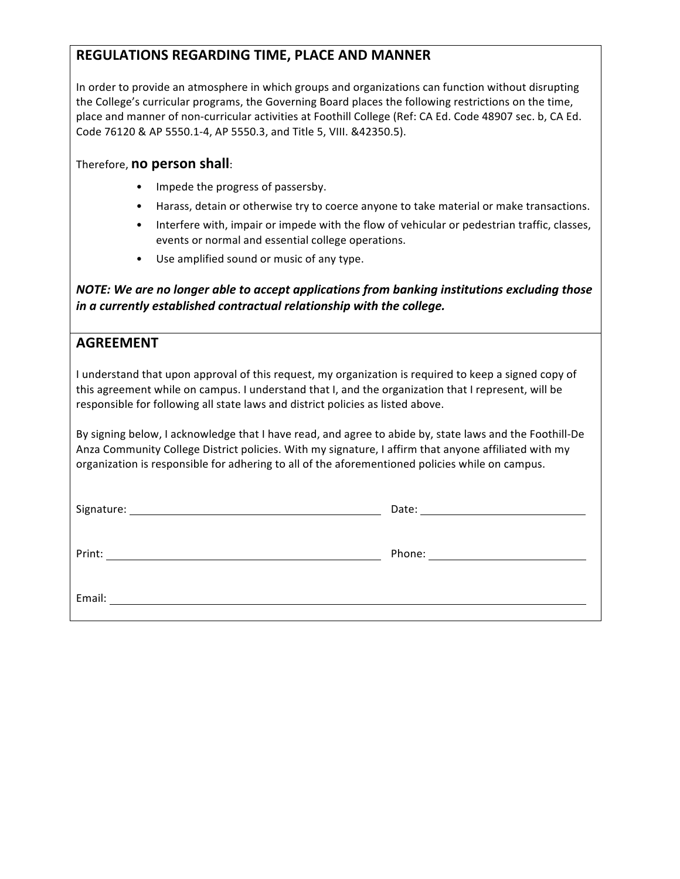## REGULATIONS REGARDING TIME, PLACE AND MANNER

In order to provide an atmosphere in which groups and organizations can function without disrupting the College's curricular programs, the Governing Board places the following restrictions on the time, place and manner of non-curricular activities at Foothill College (Ref: CA Ed. Code 48907 sec. b, CA Ed. Code 76120 & AP 5550.1-4, AP 5550.3, and Title 5, VIII. &42350.5).

Therefore, **no person shall**:

- Impede the progress of passersby.
- Harass, detain or otherwise try to coerce anyone to take material or make transactions.
- Interfere with, impair or impede with the flow of vehicular or pedestrian traffic, classes, events or normal and essential college operations.
- Use amplified sound or music of any type.

***NOTE: We are no longer able to accept applications from banking institutions excluding those in a currently established contractual relationship with the college.***

## AGREEMENT

I understand that upon approval of this request, my organization is required to keep a signed copy of this agreement while on campus. I understand that I, and the organization that I represent, will be responsible for following all state laws and district policies as listed above.

By signing below, I acknowledge that I have read, and agree to abide by, state laws and the Foothill-De Anza Community College District policies. With my signature, I affirm that anyone affiliated with my organization is responsible for adhering to all of the aforementioned policies while on campus.

Signature: ______________________________ Date: ____________________

Print: ______________________________ Phone: ____________________

Email: ____________________________________________________________